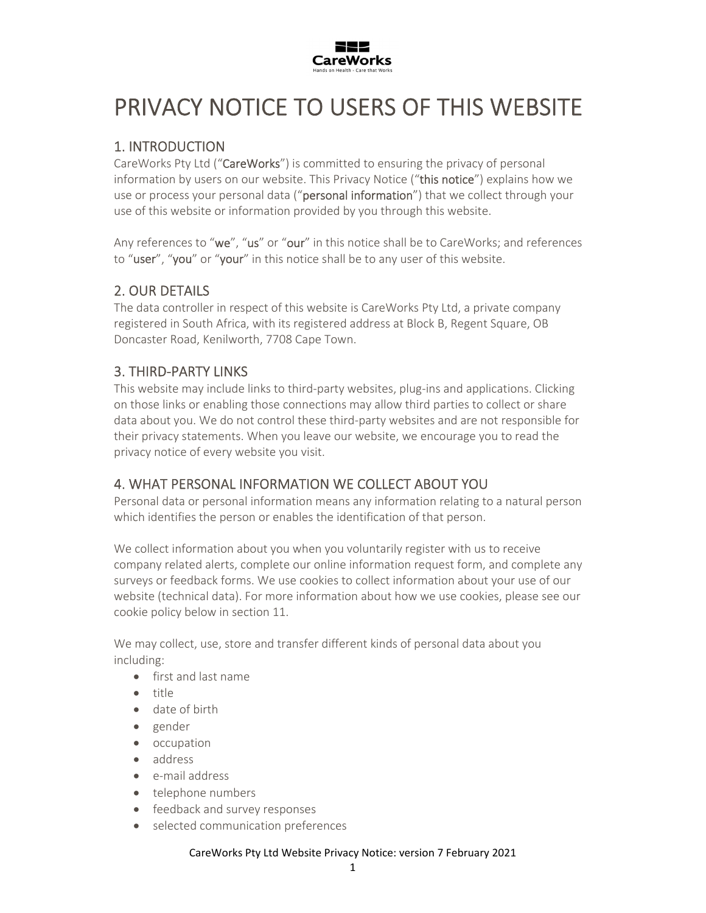# PRIVACY NOTICE TO USERS OF THIS WEBSITE

## 1. INTRODUCTION

CareWorks Pty Ltd ("**CareWorks**") is committed to ensuring the privacy of personal information by users on our website. This Privacy Notice ("**this notice**") explains how we use or process your personal data ("**personal information**") that we collect through your use of this website or information provided by you through this website.

Any references to "**we**", "**us**" or "**our**" in this notice shall be to CareWorks; and references to "**user**", "**you**" or "**your**" in this notice shall be to any user of this website.

## 2. OUR DETAILS

The data controller in respect of this website is CareWorks Pty Ltd, a private company registered in South Africa, with its registered address at Block B, Regent Square, OB Doncaster Road, Kenilworth, 7708 Cape Town.

## 3. THIRD-PARTY LINKS

This website may include links to third-party websites, plug-ins and applications. Clicking on those links or enabling those connections may allow third parties to collect or share data about you. We do not control these third-party websites and are not responsible for their privacy statements. When you leave our website, we encourage you to read the privacy notice of every website you visit.

## 4. WHAT PERSONAL INFORMATION WE COLLECT ABOUT YOU

Personal data or personal information means any information relating to a natural person which identifies the person or enables the identification of that person.

We collect information about you when you voluntarily register with us to receive company related alerts, complete our online information request form, and complete any surveys or feedback forms. We use cookies to collect information about your use of our website (technical data). For more information about how we use cookies, please see our cookie policy below in section 11.

We may collect, use, store and transfer different kinds of personal data about you including:

- first and last name
- title
- date of birth
- gender
- occupation
- address
- e-mail address
- telephone numbers
- feedback and survey responses
- selected communication preferences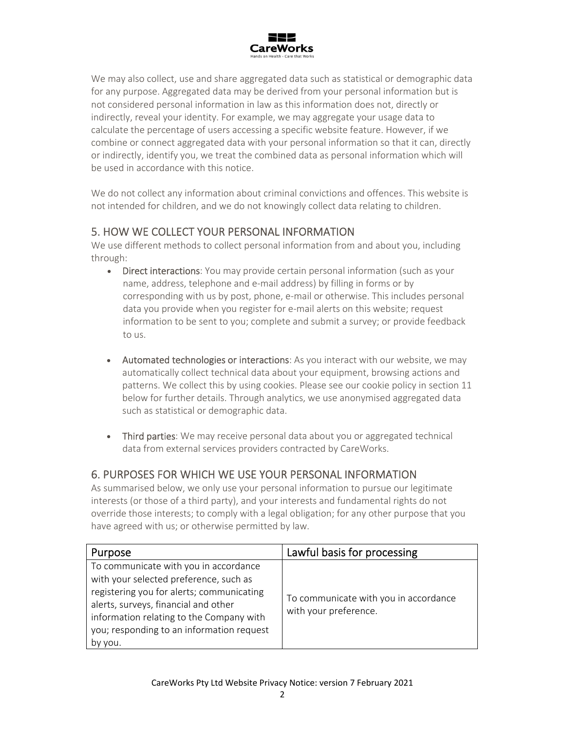We may also collect, use and share aggregated data such as statistical or demographic data for any purpose. Aggregated data may be derived from your personal information but is not considered personal information in law as this information does not, directly or indirectly, reveal your identity. For example, we may aggregate your usage data to calculate the percentage of users accessing a specific website feature. However, if we combine or connect aggregated data with your personal information so that it can, directly or indirectly, identify you, we treat the combined data as personal information which will be used in accordance with this notice.

We do not collect any information about criminal convictions and offences. This website is not intended for children, and we do not knowingly collect data relating to children.

## 5. HOW WE COLLECT YOUR PERSONAL INFORMATION

We use different methods to collect personal information from and about you, including through:

- **Direct interactions**: You may provide certain personal information (such as your name, address, telephone and e-mail address) by filling in forms or by corresponding with us by post, phone, e-mail or otherwise. This includes personal data you provide when you register for e-mail alerts on this website; request information to be sent to you; complete and submit a survey; or provide feedback to us.

- **Automated technologies or interactions**: As you interact with our website, we may automatically collect technical data about your equipment, browsing actions and patterns. We collect this by using cookies. Please see our cookie policy in section 11 below for further details. Through analytics, we use anonymised aggregated data such as statistical or demographic data.

- **Third parties**: We may receive personal data about you or aggregated technical data from external services providers contracted by CareWorks.

## 6. PURPOSES FOR WHICH WE USE YOUR PERSONAL INFORMATION

As summarised below, we only use your personal information to pursue our legitimate interests (or those of a third party), and your interests and fundamental rights do not override those interests; to comply with a legal obligation; for any other purpose that you have agreed with us; or otherwise permitted by law.

| Purpose | Lawful basis for processing |
|---|---|
| To communicate with you in accordance with your selected preference, such as registering you for alerts; communicating alerts, surveys, financial and other information relating to the Company with you; responding to an information request by you. | To communicate with you in accordance with your preference. |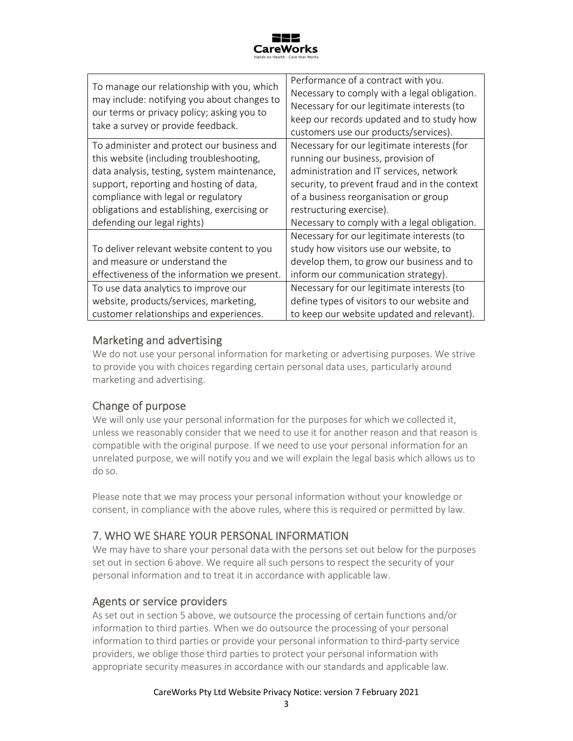| | |
|---|---|
| To manage our relationship with you, which may include: notifying you about changes to our terms or privacy policy; asking you to take a survey or provide feedback. | Performance of a contract with you. Necessary to comply with a legal obligation. Necessary for our legitimate interests (to keep our records updated and to study how customers use our products/services). |
| To administer and protect our business and this website (including troubleshooting, data analysis, testing, system maintenance, support, reporting and hosting of data, compliance with legal or regulatory obligations and establishing, exercising or defending our legal rights) | Necessary for our legitimate interests (for running our business, provision of administration and IT services, network security, to prevent fraud and in the context of a business reorganisation or group restructuring exercise). Necessary to comply with a legal obligation. |
| To deliver relevant website content to you and measure or understand the effectiveness of the information we present. | Necessary for our legitimate interests (to study how visitors use our website, to develop them, to grow our business and to inform our communication strategy). |
| To use data analytics to improve our website, products/services, marketing, customer relationships and experiences. | Necessary for our legitimate interests (to define types of visitors to our website and to keep our website updated and relevant). |

## Marketing and advertising

We do not use your personal information for marketing or advertising purposes. We strive to provide you with choices regarding certain personal data uses, particularly around marketing and advertising.

## Change of purpose

We will only use your personal information for the purposes for which we collected it, unless we reasonably consider that we need to use it for another reason and that reason is compatible with the original purpose. If we need to use your personal information for an unrelated purpose, we will notify you and we will explain the legal basis which allows us to do so.

Please note that we may process your personal information without your knowledge or consent, in compliance with the above rules, where this is required or permitted by law.

## 7. WHO WE SHARE YOUR PERSONAL INFORMATION

We may have to share your personal data with the persons set out below for the purposes set out in section 6 above. We require all such persons to respect the security of your personal information and to treat it in accordance with applicable law.

## Agents or service providers

As set out in section 5 above, we outsource the processing of certain functions and/or information to third parties. When we do outsource the processing of your personal information to third parties or provide your personal information to third-party service providers, we oblige those third parties to protect your personal information with appropriate security measures in accordance with our standards and applicable law.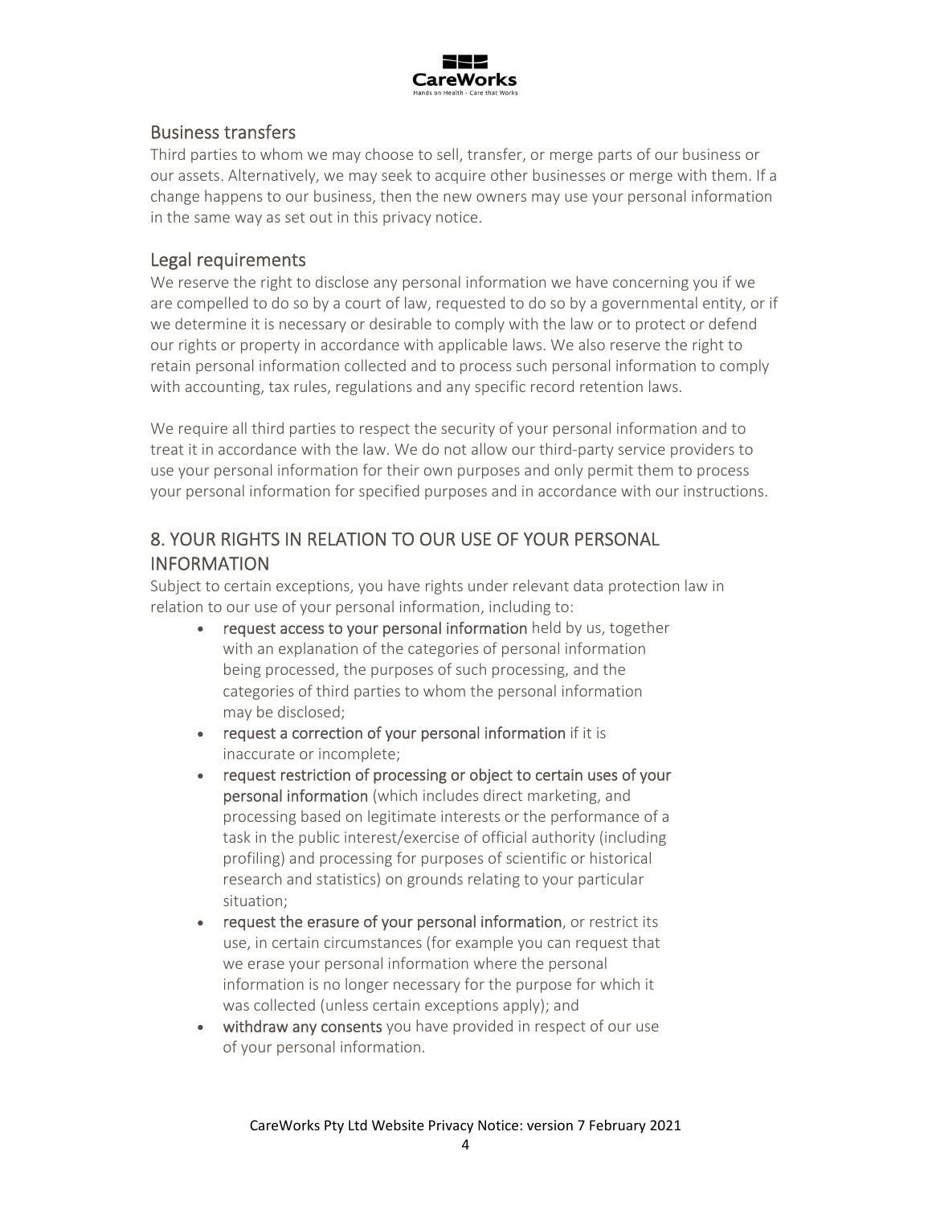## Business transfers

Third parties to whom we may choose to sell, transfer, or merge parts of our business or our assets. Alternatively, we may seek to acquire other businesses or merge with them. If a change happens to our business, then the new owners may use your personal information in the same way as set out in this privacy notice.

## Legal requirements

We reserve the right to disclose any personal information we have concerning you if we are compelled to do so by a court of law, requested to do so by a governmental entity, or if we determine it is necessary or desirable to comply with the law or to protect or defend our rights or property in accordance with applicable laws. We also reserve the right to retain personal information collected and to process such personal information to comply with accounting, tax rules, regulations and any specific record retention laws.

We require all third parties to respect the security of your personal information and to treat it in accordance with the law. We do not allow our third-party service providers to use your personal information for their own purposes and only permit them to process your personal information for specified purposes and in accordance with our instructions.

## 8. YOUR RIGHTS IN RELATION TO OUR USE OF YOUR PERSONAL INFORMATION

Subject to certain exceptions, you have rights under relevant data protection law in relation to our use of your personal information, including to:

- **request access to your personal information** held by us, together with an explanation of the categories of personal information being processed, the purposes of such processing, and the categories of third parties to whom the personal information may be disclosed;
- **request a correction of your personal information** if it is inaccurate or incomplete;
- **request restriction of processing or object to certain uses of your personal information** (which includes direct marketing, and processing based on legitimate interests or the performance of a task in the public interest/exercise of official authority (including profiling) and processing for purposes of scientific or historical research and statistics) on grounds relating to your particular situation;
- **request the erasure of your personal information**, or restrict its use, in certain circumstances (for example you can request that we erase your personal information where the personal information is no longer necessary for the purpose for which it was collected (unless certain exceptions apply); and
- **withdraw any consents** you have provided in respect of our use of your personal information.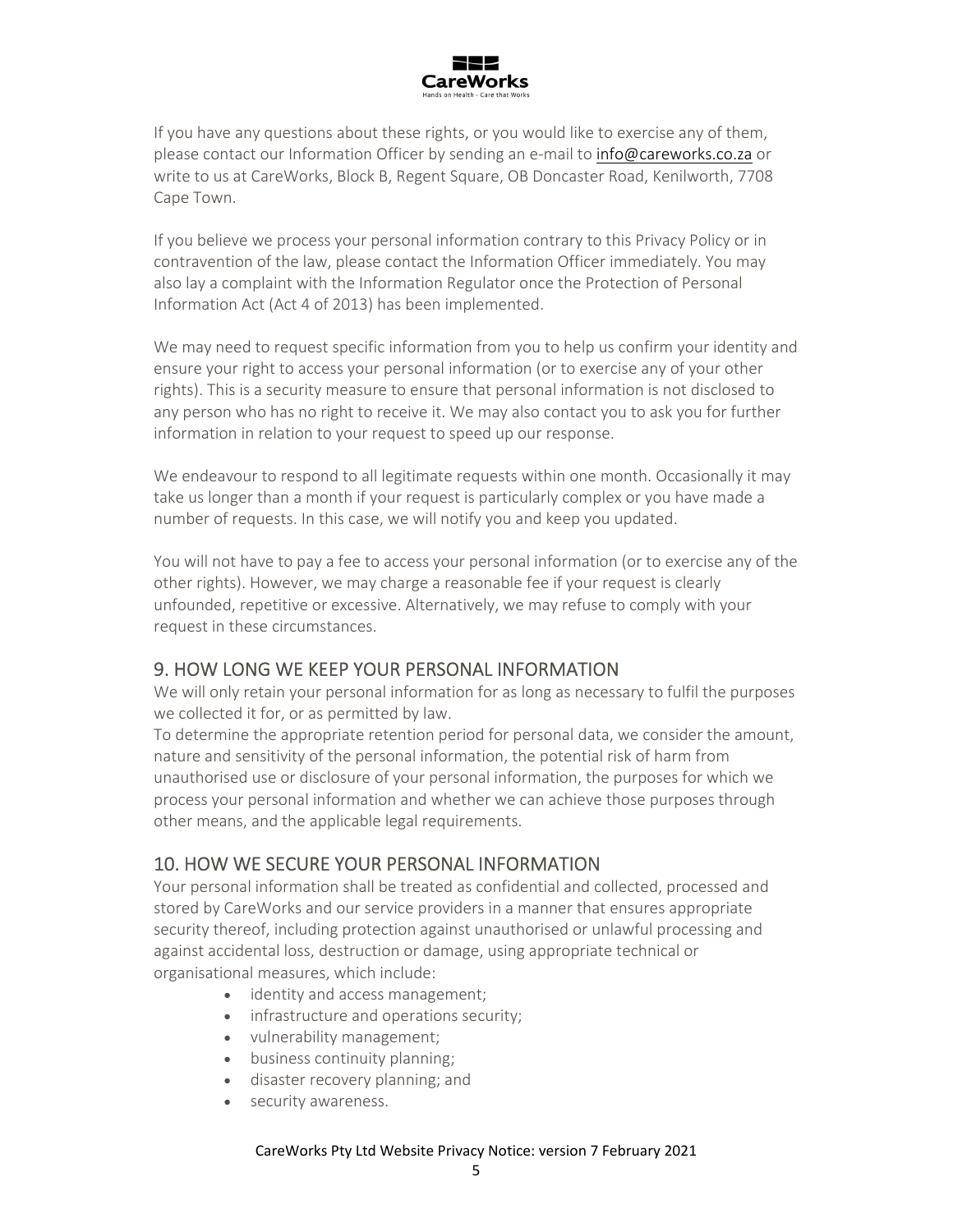If you have any questions about these rights, or you would like to exercise any of them, please contact our Information Officer by sending an e-mail to info@careworks.co.za or write to us at CareWorks, Block B, Regent Square, OB Doncaster Road, Kenilworth, 7708 Cape Town.

If you believe we process your personal information contrary to this Privacy Policy or in contravention of the law, please contact the Information Officer immediately. You may also lay a complaint with the Information Regulator once the Protection of Personal Information Act (Act 4 of 2013) has been implemented.

We may need to request specific information from you to help us confirm your identity and ensure your right to access your personal information (or to exercise any of your other rights). This is a security measure to ensure that personal information is not disclosed to any person who has no right to receive it. We may also contact you to ask you for further information in relation to your request to speed up our response.

We endeavour to respond to all legitimate requests within one month. Occasionally it may take us longer than a month if your request is particularly complex or you have made a number of requests. In this case, we will notify you and keep you updated.

You will not have to pay a fee to access your personal information (or to exercise any of the other rights). However, we may charge a reasonable fee if your request is clearly unfounded, repetitive or excessive. Alternatively, we may refuse to comply with your request in these circumstances.

## 9. HOW LONG WE KEEP YOUR PERSONAL INFORMATION

We will only retain your personal information for as long as necessary to fulfil the purposes we collected it for, or as permitted by law.

To determine the appropriate retention period for personal data, we consider the amount, nature and sensitivity of the personal information, the potential risk of harm from unauthorised use or disclosure of your personal information, the purposes for which we process your personal information and whether we can achieve those purposes through other means, and the applicable legal requirements.

## 10. HOW WE SECURE YOUR PERSONAL INFORMATION

Your personal information shall be treated as confidential and collected, processed and stored by CareWorks and our service providers in a manner that ensures appropriate security thereof, including protection against unauthorised or unlawful processing and against accidental loss, destruction or damage, using appropriate technical or organisational measures, which include:

- identity and access management;
- infrastructure and operations security;
- vulnerability management;
- business continuity planning;
- disaster recovery planning; and
- security awareness.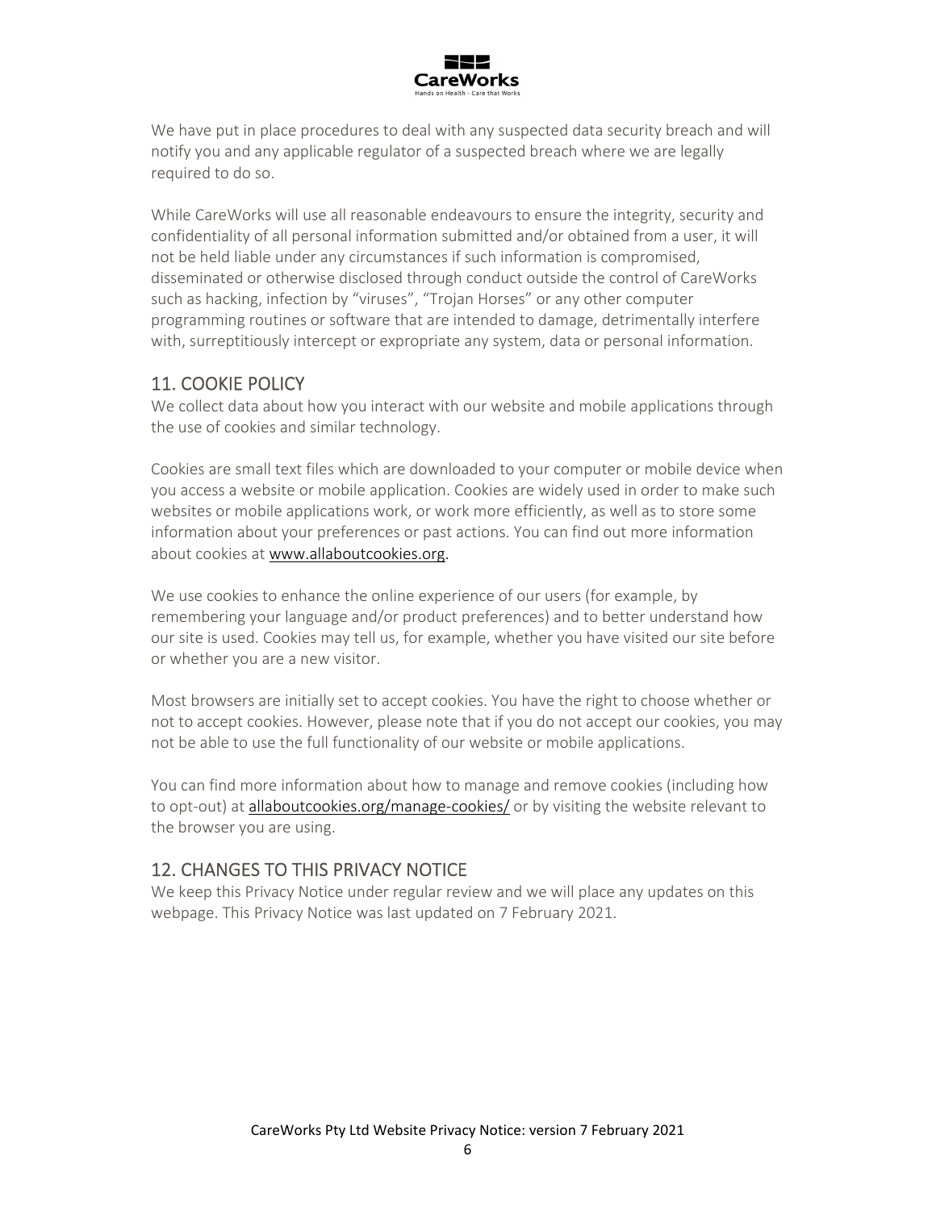We have put in place procedures to deal with any suspected data security breach and will notify you and any applicable regulator of a suspected breach where we are legally required to do so.

While CareWorks will use all reasonable endeavours to ensure the integrity, security and confidentiality of all personal information submitted and/or obtained from a user, it will not be held liable under any circumstances if such information is compromised, disseminated or otherwise disclosed through conduct outside the control of CareWorks such as hacking, infection by "viruses", "Trojan Horses" or any other computer programming routines or software that are intended to damage, detrimentally interfere with, surreptitiously intercept or expropriate any system, data or personal information.

## 11. COOKIE POLICY

We collect data about how you interact with our website and mobile applications through the use of cookies and similar technology.

Cookies are small text files which are downloaded to your computer or mobile device when you access a website or mobile application. Cookies are widely used in order to make such websites or mobile applications work, or work more efficiently, as well as to store some information about your preferences or past actions. You can find out more information about cookies at www.allaboutcookies.org.

We use cookies to enhance the online experience of our users (for example, by remembering your language and/or product preferences) and to better understand how our site is used. Cookies may tell us, for example, whether you have visited our site before or whether you are a new visitor.

Most browsers are initially set to accept cookies. You have the right to choose whether or not to accept cookies. However, please note that if you do not accept our cookies, you may not be able to use the full functionality of our website or mobile applications.

You can find more information about how to manage and remove cookies (including how to opt-out) at allaboutcookies.org/manage-cookies/ or by visiting the website relevant to the browser you are using.

## 12. CHANGES TO THIS PRIVACY NOTICE

We keep this Privacy Notice under regular review and we will place any updates on this webpage. This Privacy Notice was last updated on 7 February 2021.